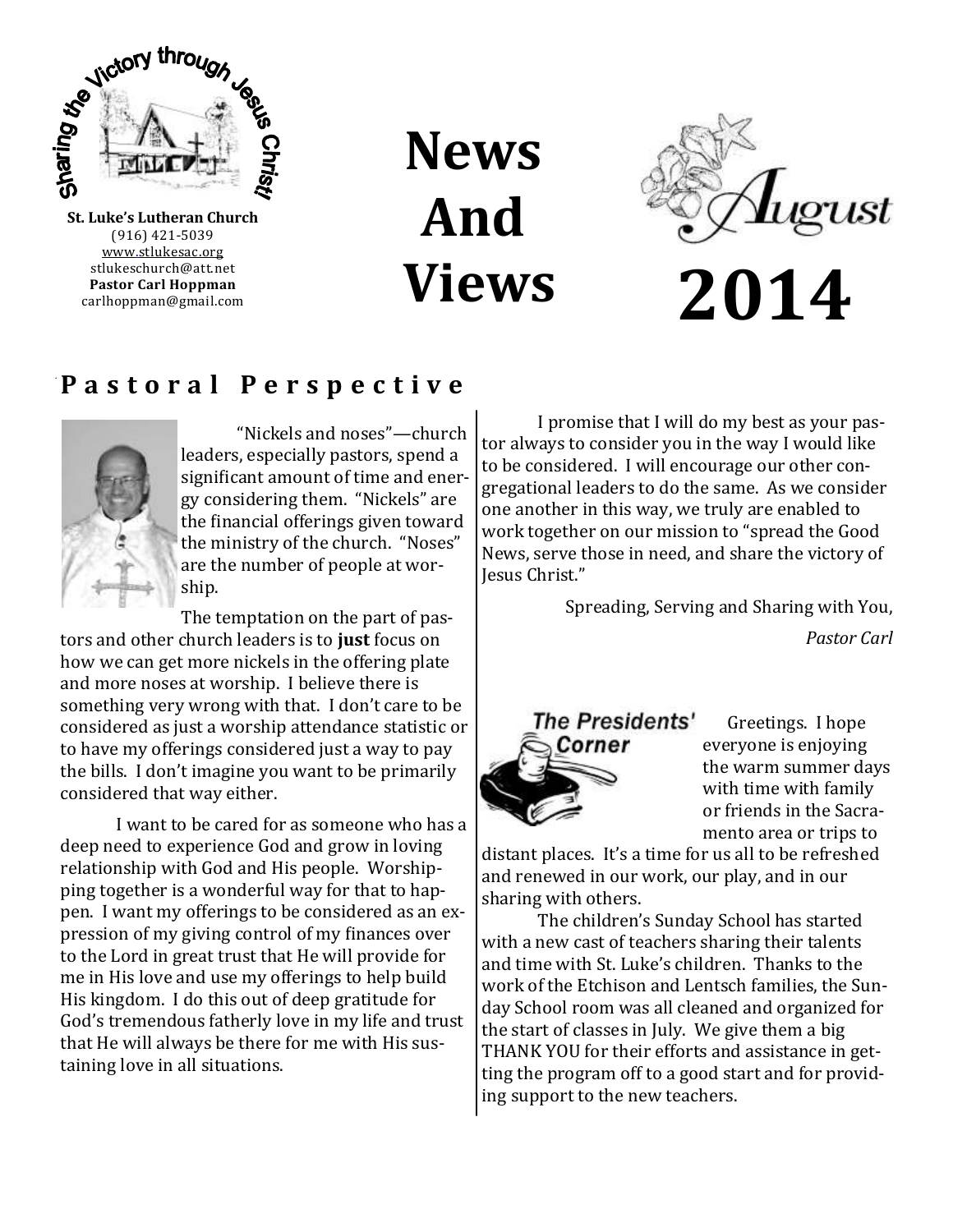Sharing the Victory through Jesus Christ!

**St. Luke's Lutheran Church**
(916) 421-5039
www.stlukesac.org
stlukeschurch@att.net
**Pastor Carl Hoppman**
carlhoppman@gmail.com

# News And Views

# August 2014

## Pastoral Perspective

"Nickels and noses"—church leaders, especially pastors, spend a significant amount of time and energy considering them. "Nickels" are the financial offerings given toward the ministry of the church. "Noses" are the number of people at worship.

The temptation on the part of pastors and other church leaders is to **just** focus on how we can get more nickels in the offering plate and more noses at worship. I believe there is something very wrong with that. I don't care to be considered as just a worship attendance statistic or to have my offerings considered just a way to pay the bills. I don't imagine you want to be primarily considered that way either.

I want to be cared for as someone who has a deep need to experience God and grow in loving relationship with God and His people. Worshipping together is a wonderful way for that to happen. I want my offerings to be considered as an expression of my giving control of my finances over to the Lord in great trust that He will provide for me in His love and use my offerings to help build His kingdom. I do this out of deep gratitude for God's tremendous fatherly love in my life and trust that He will always be there for me with His sustaining love in all situations.

I promise that I will do my best as your pastor always to consider you in the way I would like to be considered. I will encourage our other congregational leaders to do the same. As we consider one another in this way, we truly are enabled to work together on our mission to "spread the Good News, serve those in need, and share the victory of Jesus Christ."

Spreading, Serving and Sharing with You,

*Pastor Carl*

## The Presidents' Corner

Greetings. I hope everyone is enjoying the warm summer days with time with family or friends in the Sacramento area or trips to distant places. It's a time for us all to be refreshed and renewed in our work, our play, and in our sharing with others.

The children's Sunday School has started with a new cast of teachers sharing their talents and time with St. Luke's children. Thanks to the work of the Etchison and Lentsch families, the Sunday School room was all cleaned and organized for the start of classes in July. We give them a big THANK YOU for their efforts and assistance in getting the program off to a good start and for providing support to the new teachers.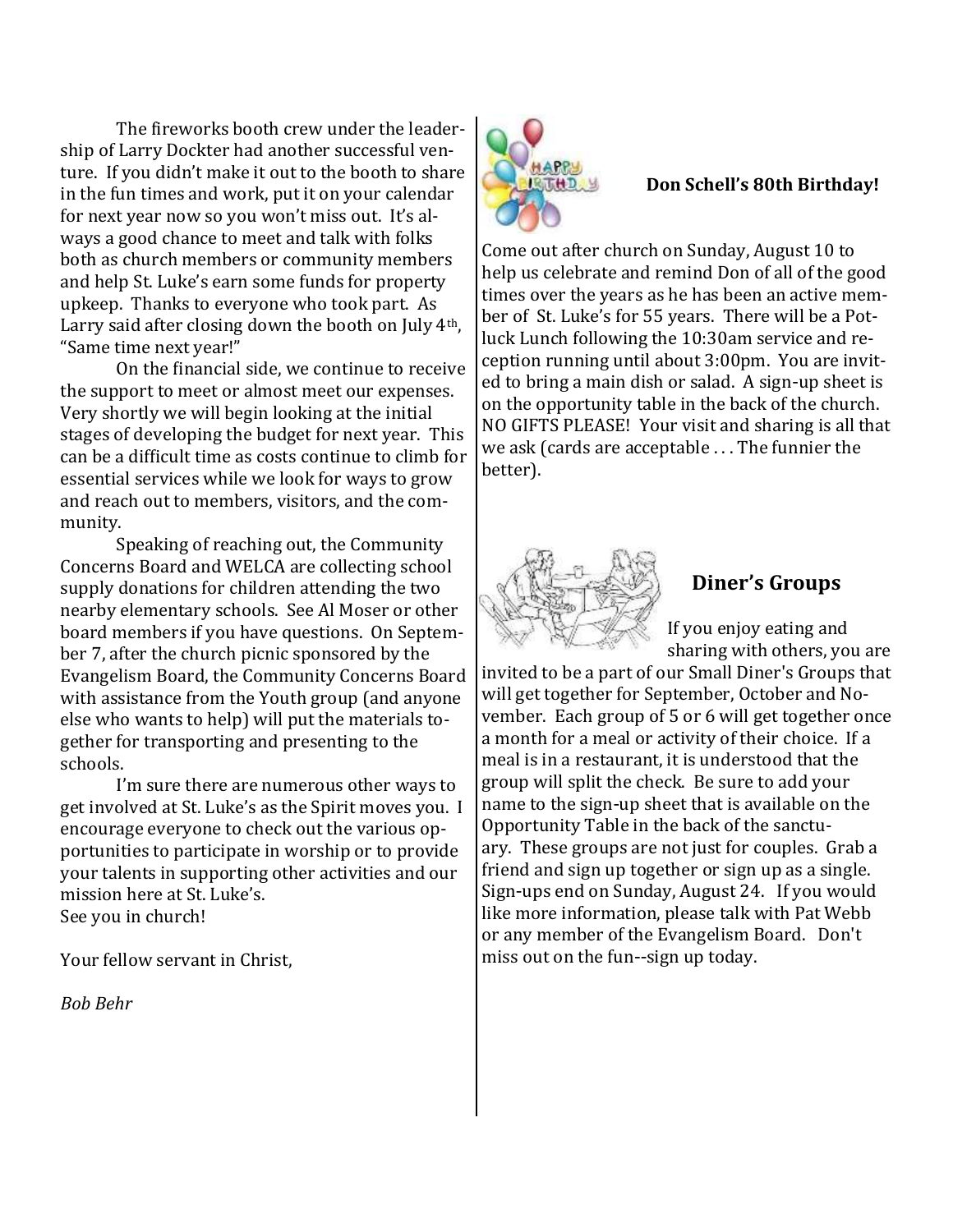The fireworks booth crew under the leadership of Larry Dockter had another successful venture. If you didn't make it out to the booth to share in the fun times and work, put it on your calendar for next year now so you won't miss out. It's always a good chance to meet and talk with folks both as church members or community members and help St. Luke's earn some funds for property upkeep. Thanks to everyone who took part. As Larry said after closing down the booth on July 4th, "Same time next year!"

On the financial side, we continue to receive the support to meet or almost meet our expenses. Very shortly we will begin looking at the initial stages of developing the budget for next year. This can be a difficult time as costs continue to climb for essential services while we look for ways to grow and reach out to members, visitors, and the community.

Speaking of reaching out, the Community Concerns Board and WELCA are collecting school supply donations for children attending the two nearby elementary schools. See Al Moser or other board members if you have questions. On September 7, after the church picnic sponsored by the Evangelism Board, the Community Concerns Board with assistance from the Youth group (and anyone else who wants to help) will put the materials together for transporting and presenting to the schools.

I'm sure there are numerous other ways to get involved at St. Luke's as the Spirit moves you. I encourage everyone to check out the various opportunities to participate in worship or to provide your talents in supporting other activities and our mission here at St. Luke's.
See you in church!

Your fellow servant in Christ,

*Bob Behr*

**Don Schell's 80th Birthday!**

Come out after church on Sunday, August 10 to help us celebrate and remind Don of all of the good times over the years as he has been an active member of St. Luke's for 55 years. There will be a Potluck Lunch following the 10:30am service and reception running until about 3:00pm. You are invited to bring a main dish or salad. A sign-up sheet is on the opportunity table in the back of the church. NO GIFTS PLEASE! Your visit and sharing is all that we ask (cards are acceptable . . . The funnier the better).

## Diner's Groups

If you enjoy eating and sharing with others, you are invited to be a part of our Small Diner's Groups that will get together for September, October and November. Each group of 5 or 6 will get together once a month for a meal or activity of their choice. If a meal is in a restaurant, it is understood that the group will split the check. Be sure to add your name to the sign-up sheet that is available on the Opportunity Table in the back of the sanctuary. These groups are not just for couples. Grab a friend and sign up together or sign up as a single. Sign-ups end on Sunday, August 24. If you would like more information, please talk with Pat Webb or any member of the Evangelism Board. Don't miss out on the fun--sign up today.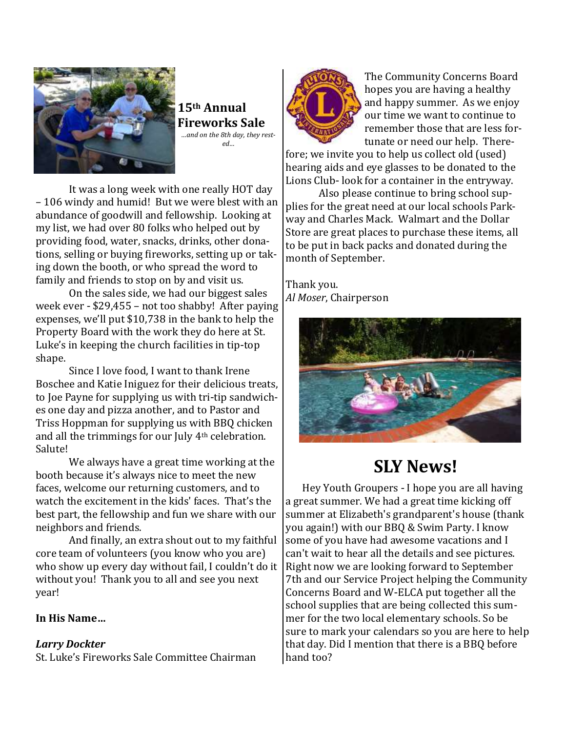## 15th Annual Fireworks Sale

*...and on the 8th day, they rested...*

It was a long week with one really HOT day – 106 windy and humid! But we were blest with an abundance of goodwill and fellowship. Looking at my list, we had over 80 folks who helped out by providing food, water, snacks, drinks, other donations, selling or buying fireworks, setting up or taking down the booth, or who spread the word to family and friends to stop on by and visit us.

On the sales side, we had our biggest sales week ever - $29,455 – not too shabby! After paying expenses, we'll put $10,738 in the bank to help the Property Board with the work they do here at St. Luke's in keeping the church facilities in tip-top shape.

Since I love food, I want to thank Irene Boschee and Katie Iniguez for their delicious treats, to Joe Payne for supplying us with tri-tip sandwiches one day and pizza another, and to Pastor and Triss Hoppman for supplying us with BBQ chicken and all the trimmings for our July 4th celebration. Salute!

We always have a great time working at the booth because it's always nice to meet the new faces, welcome our returning customers, and to watch the excitement in the kids' faces. That's the best part, the fellowship and fun we share with our neighbors and friends.

And finally, an extra shout out to my faithful core team of volunteers (you know who you are) who show up every day without fail, I couldn't do it without you! Thank you to all and see you next year!

**In His Name…**

***Larry Dockter***
St. Luke's Fireworks Sale Committee Chairman

The Community Concerns Board hopes you are having a healthy and happy summer. As we enjoy our time we want to continue to remember those that are less fortunate or need our help. Therefore; we invite you to help us collect old (used) hearing aids and eye glasses to be donated to the Lions Club- look for a container in the entryway.

Also please continue to bring school supplies for the great need at our local schools Parkway and Charles Mack. Walmart and the Dollar Store are great places to purchase these items, all to be put in back packs and donated during the month of September.

Thank you.
*Al Moser*, Chairperson

# SLY News!

Hey Youth Groupers - I hope you are all having a great summer. We had a great time kicking off summer at Elizabeth's grandparent's house (thank you again!) with our BBQ & Swim Party. I know some of you have had awesome vacations and I can't wait to hear all the details and see pictures. Right now we are looking forward to September 7th and our Service Project helping the Community Concerns Board and W-ELCA put together all the school supplies that are being collected this summer for the two local elementary schools. So be sure to mark your calendars so you are here to help that day. Did I mention that there is a BBQ before hand too?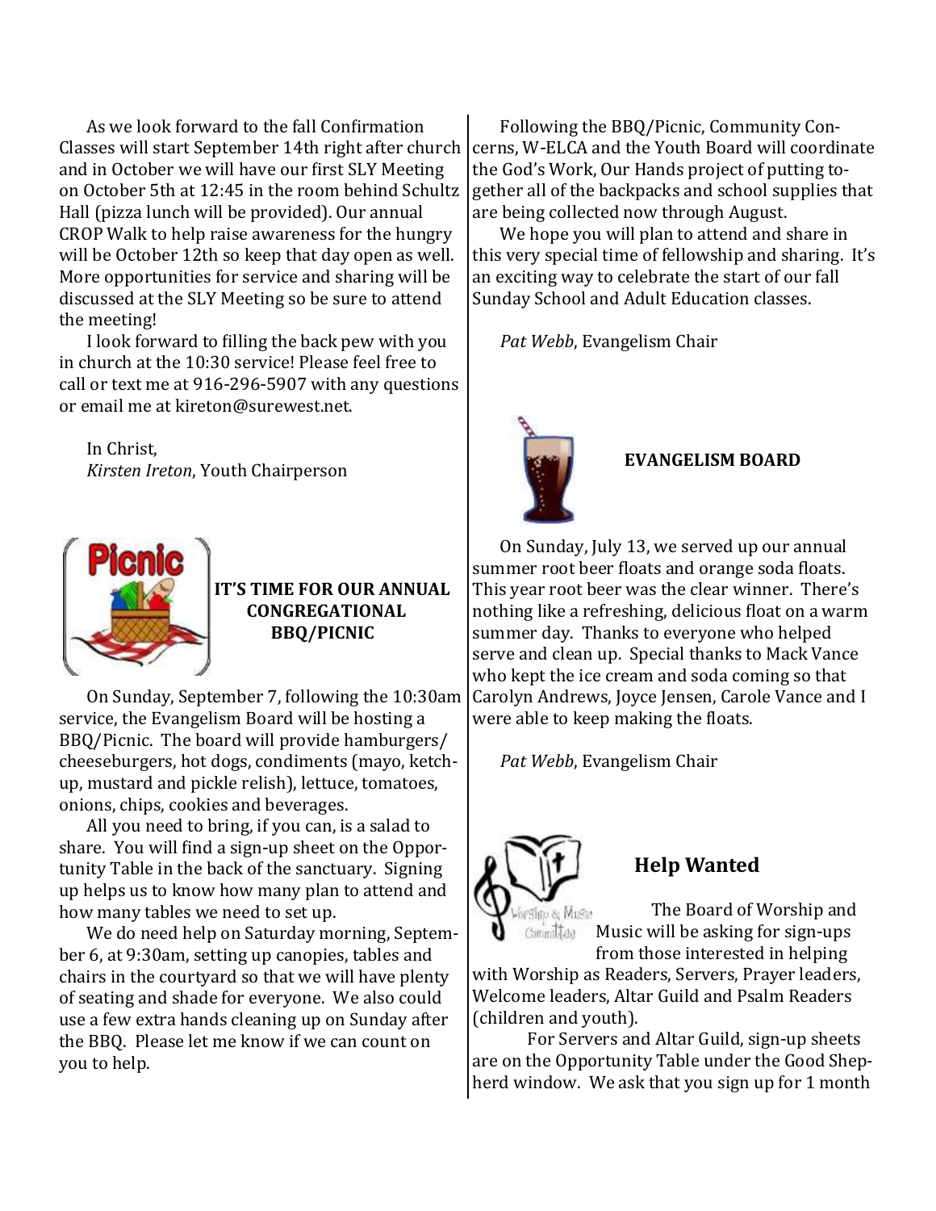As we look forward to the fall Confirmation Classes will start September 14th right after church and in October we will have our first SLY Meeting on October 5th at 12:45 in the room behind Schultz Hall (pizza lunch will be provided). Our annual CROP Walk to help raise awareness for the hungry will be October 12th so keep that day open as well. More opportunities for service and sharing will be discussed at the SLY Meeting so be sure to attend the meeting!

I look forward to filling the back pew with you in church at the 10:30 service! Please feel free to call or text me at 916-296-5907 with any questions or email me at kireton@surewest.net.

In Christ,
*Kirsten Ireton*, Youth Chairperson

## IT'S TIME FOR OUR ANNUAL CONGREGATIONAL BBQ/PICNIC

On Sunday, September 7, following the 10:30am service, the Evangelism Board will be hosting a BBQ/Picnic. The board will provide hamburgers/cheeseburgers, hot dogs, condiments (mayo, ketchup, mustard and pickle relish), lettuce, tomatoes, onions, chips, cookies and beverages.

All you need to bring, if you can, is a salad to share. You will find a sign-up sheet on the Opportunity Table in the back of the sanctuary. Signing up helps us to know how many plan to attend and how many tables we need to set up.

We do need help on Saturday morning, September 6, at 9:30am, setting up canopies, tables and chairs in the courtyard so that we will have plenty of seating and shade for everyone. We also could use a few extra hands cleaning up on Sunday after the BBQ. Please let me know if we can count on you to help.

Following the BBQ/Picnic, Community Concerns, W-ELCA and the Youth Board will coordinate the God's Work, Our Hands project of putting together all of the backpacks and school supplies that are being collected now through August.

We hope you will plan to attend and share in this very special time of fellowship and sharing. It's an exciting way to celebrate the start of our fall Sunday School and Adult Education classes.

*Pat Webb*, Evangelism Chair

## EVANGELISM BOARD

On Sunday, July 13, we served up our annual summer root beer floats and orange soda floats. This year root beer was the clear winner. There's nothing like a refreshing, delicious float on a warm summer day. Thanks to everyone who helped serve and clean up. Special thanks to Mack Vance who kept the ice cream and soda coming so that Carolyn Andrews, Joyce Jensen, Carole Vance and I were able to keep making the floats.

*Pat Webb*, Evangelism Chair

## Help Wanted

The Board of Worship and Music will be asking for sign-ups from those interested in helping with Worship as Readers, Servers, Prayer leaders, Welcome leaders, Altar Guild and Psalm Readers (children and youth).

For Servers and Altar Guild, sign-up sheets are on the Opportunity Table under the Good Shepherd window. We ask that you sign up for 1 month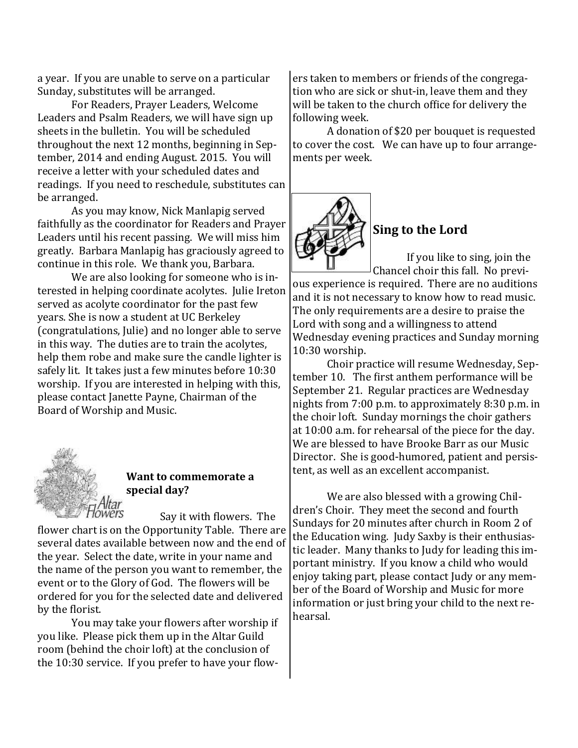a year. If you are unable to serve on a particular Sunday, substitutes will be arranged.

For Readers, Prayer Leaders, Welcome Leaders and Psalm Readers, we will have sign up sheets in the bulletin. You will be scheduled throughout the next 12 months, beginning in September, 2014 and ending August. 2015. You will receive a letter with your scheduled dates and readings. If you need to reschedule, substitutes can be arranged.

As you may know, Nick Manlapig served faithfully as the coordinator for Readers and Prayer Leaders until his recent passing. We will miss him greatly. Barbara Manlapig has graciously agreed to continue in this role. We thank you, Barbara.

We are also looking for someone who is interested in helping coordinate acolytes. Julie Ireton served as acolyte coordinator for the past few years. She is now a student at UC Berkeley (congratulations, Julie) and no longer able to serve in this way. The duties are to train the acolytes, help them robe and make sure the candle lighter is safely lit. It takes just a few minutes before 10:30 worship. If you are interested in helping with this, please contact Janette Payne, Chairman of the Board of Worship and Music.

**Want to commemorate a special day?**

Say it with flowers. The flower chart is on the Opportunity Table. There are several dates available between now and the end of the year. Select the date, write in your name and the name of the person you want to remember, the event or to the Glory of God. The flowers will be ordered for you for the selected date and delivered by the florist.

You may take your flowers after worship if you like. Please pick them up in the Altar Guild room (behind the choir loft) at the conclusion of the 10:30 service. If you prefer to have your flowers taken to members or friends of the congregation who are sick or shut-in, leave them and they will be taken to the church office for delivery the following week.

A donation of $20 per bouquet is requested to cover the cost. We can have up to four arrangements per week.

## Sing to the Lord

If you like to sing, join the Chancel choir this fall. No previous experience is required. There are no auditions and it is not necessary to know how to read music. The only requirements are a desire to praise the Lord with song and a willingness to attend Wednesday evening practices and Sunday morning 10:30 worship.

Choir practice will resume Wednesday, September 10. The first anthem performance will be September 21. Regular practices are Wednesday nights from 7:00 p.m. to approximately 8:30 p.m. in the choir loft. Sunday mornings the choir gathers at 10:00 a.m. for rehearsal of the piece for the day. We are blessed to have Brooke Barr as our Music Director. She is good-humored, patient and persistent, as well as an excellent accompanist.

We are also blessed with a growing Children's Choir. They meet the second and fourth Sundays for 20 minutes after church in Room 2 of the Education wing. Judy Saxby is their enthusiastic leader. Many thanks to Judy for leading this important ministry. If you know a child who would enjoy taking part, please contact Judy or any member of the Board of Worship and Music for more information or just bring your child to the next rehearsal.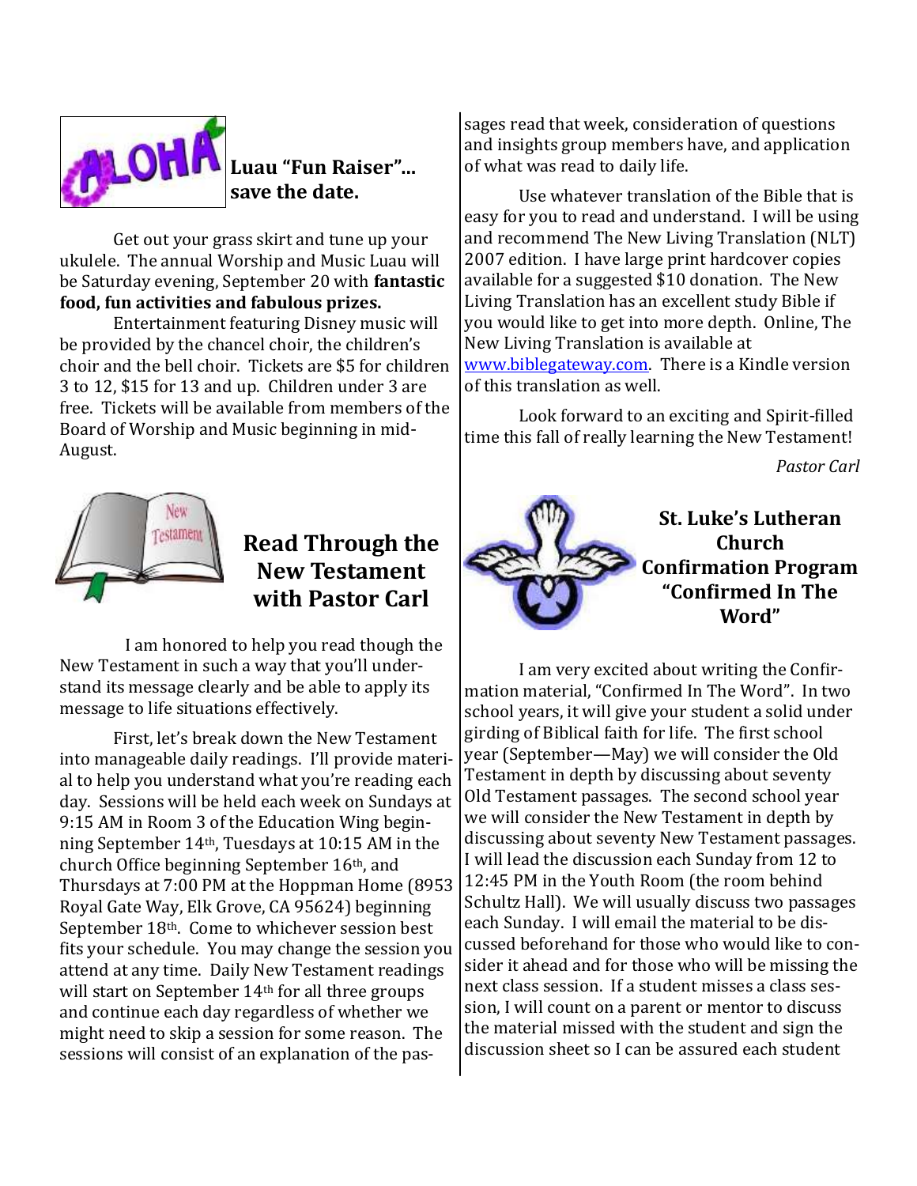## Luau "Fun Raiser"... save the date.

Get out your grass skirt and tune up your ukulele. The annual Worship and Music Luau will be Saturday evening, September 20 with **fantastic food, fun activities and fabulous prizes.**

Entertainment featuring Disney music will be provided by the chancel choir, the children's choir and the bell choir. Tickets are $5 for children 3 to 12, $15 for 13 and up. Children under 3 are free. Tickets will be available from members of the Board of Worship and Music beginning in mid-August.

## Read Through the New Testament with Pastor Carl

I am honored to help you read though the New Testament in such a way that you'll understand its message clearly and be able to apply its message to life situations effectively.

First, let's break down the New Testament into manageable daily readings. I'll provide material to help you understand what you're reading each day. Sessions will be held each week on Sundays at 9:15 AM in Room 3 of the Education Wing beginning September 14th, Tuesdays at 10:15 AM in the church Office beginning September 16th, and Thursdays at 7:00 PM at the Hoppman Home (8953 Royal Gate Way, Elk Grove, CA 95624) beginning September 18th. Come to whichever session best fits your schedule. You may change the session you attend at any time. Daily New Testament readings will start on September 14th for all three groups and continue each day regardless of whether we might need to skip a session for some reason. The sessions will consist of an explanation of the passages read that week, consideration of questions and insights group members have, and application of what was read to daily life.

Use whatever translation of the Bible that is easy for you to read and understand. I will be using and recommend The New Living Translation (NLT) 2007 edition. I have large print hardcover copies available for a suggested $10 donation. The New Living Translation has an excellent study Bible if you would like to get into more depth. Online, The New Living Translation is available at www.biblegateway.com. There is a Kindle version of this translation as well.

Look forward to an exciting and Spirit-filled time this fall of really learning the New Testament!

*Pastor Carl*

## St. Luke's Lutheran Church Confirmation Program "Confirmed In The Word"

I am very excited about writing the Confirmation material, "Confirmed In The Word". In two school years, it will give your student a solid under girding of Biblical faith for life. The first school year (September—May) we will consider the Old Testament in depth by discussing about seventy Old Testament passages. The second school year we will consider the New Testament in depth by discussing about seventy New Testament passages. I will lead the discussion each Sunday from 12 to 12:45 PM in the Youth Room (the room behind Schultz Hall). We will usually discuss two passages each Sunday. I will email the material to be discussed beforehand for those who would like to consider it ahead and for those who will be missing the next class session. If a student misses a class session, I will count on a parent or mentor to discuss the material missed with the student and sign the discussion sheet so I can be assured each student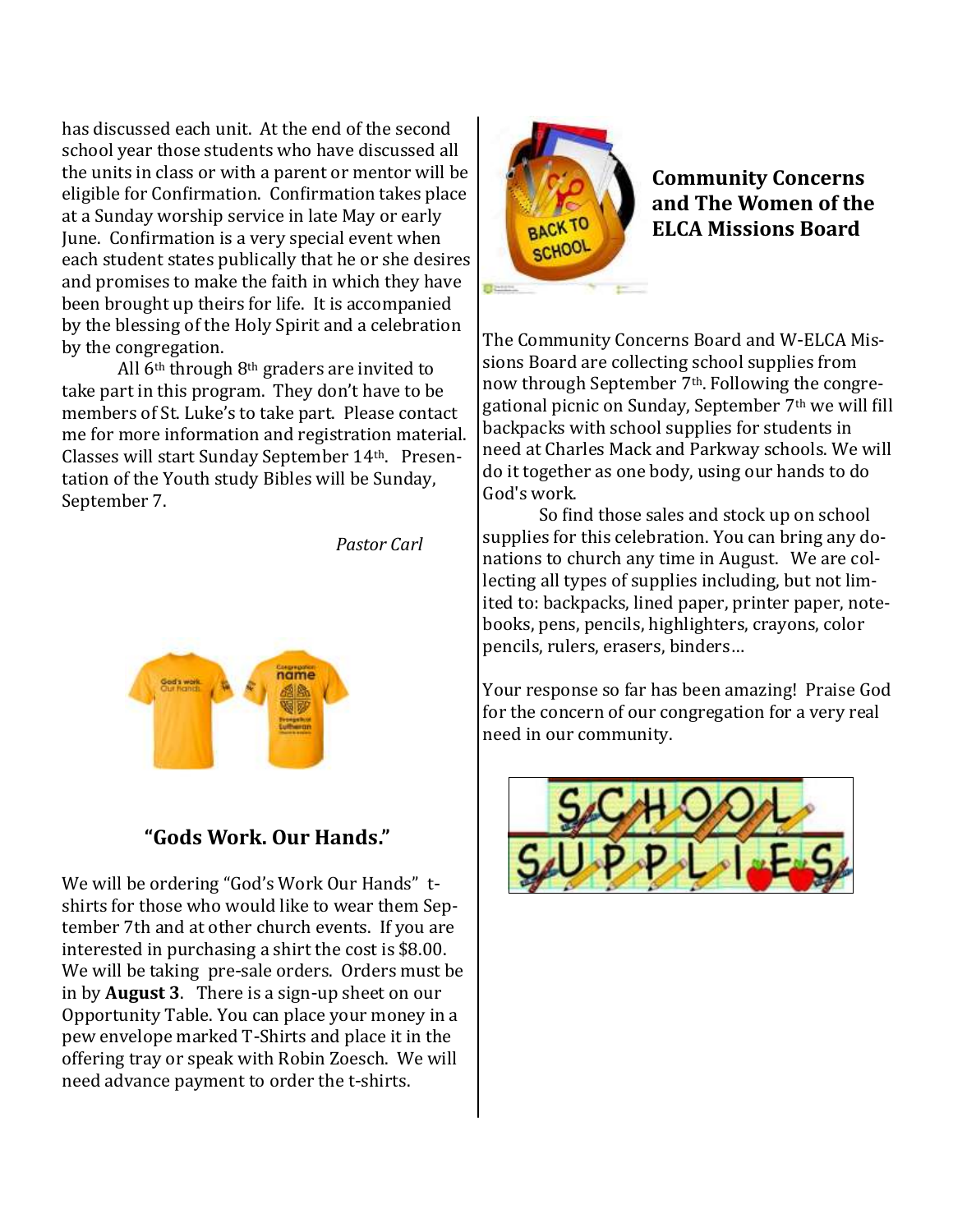has discussed each unit. At the end of the second school year those students who have discussed all the units in class or with a parent or mentor will be eligible for Confirmation. Confirmation takes place at a Sunday worship service in late May or early June. Confirmation is a very special event when each student states publically that he or she desires and promises to make the faith in which they have been brought up theirs for life. It is accompanied by the blessing of the Holy Spirit and a celebration by the congregation.

All 6th through 8th graders are invited to take part in this program. They don't have to be members of St. Luke's to take part. Please contact me for more information and registration material. Classes will start Sunday September 14th. Presentation of the Youth study Bibles will be Sunday, September 7.

*Pastor Carl*

## "Gods Work. Our Hands."

We will be ordering "God's Work Our Hands" t-shirts for those who would like to wear them September 7th and at other church events. If you are interested in purchasing a shirt the cost is $8.00. We will be taking pre-sale orders. Orders must be in by **August 3**. There is a sign-up sheet on our Opportunity Table. You can place your money in a pew envelope marked T-Shirts and place it in the offering tray or speak with Robin Zoesch. We will need advance payment to order the t-shirts.

## Community Concerns and The Women of the ELCA Missions Board

The Community Concerns Board and W-ELCA Missions Board are collecting school supplies from now through September 7th. Following the congregational picnic on Sunday, September 7th we will fill backpacks with school supplies for students in need at Charles Mack and Parkway schools. We will do it together as one body, using our hands to do God's work.

So find those sales and stock up on school supplies for this celebration. You can bring any donations to church any time in August. We are collecting all types of supplies including, but not limited to: backpacks, lined paper, printer paper, notebooks, pens, pencils, highlighters, crayons, color pencils, rulers, erasers, binders…

Your response so far has been amazing! Praise God for the concern of our congregation for a very real need in our community.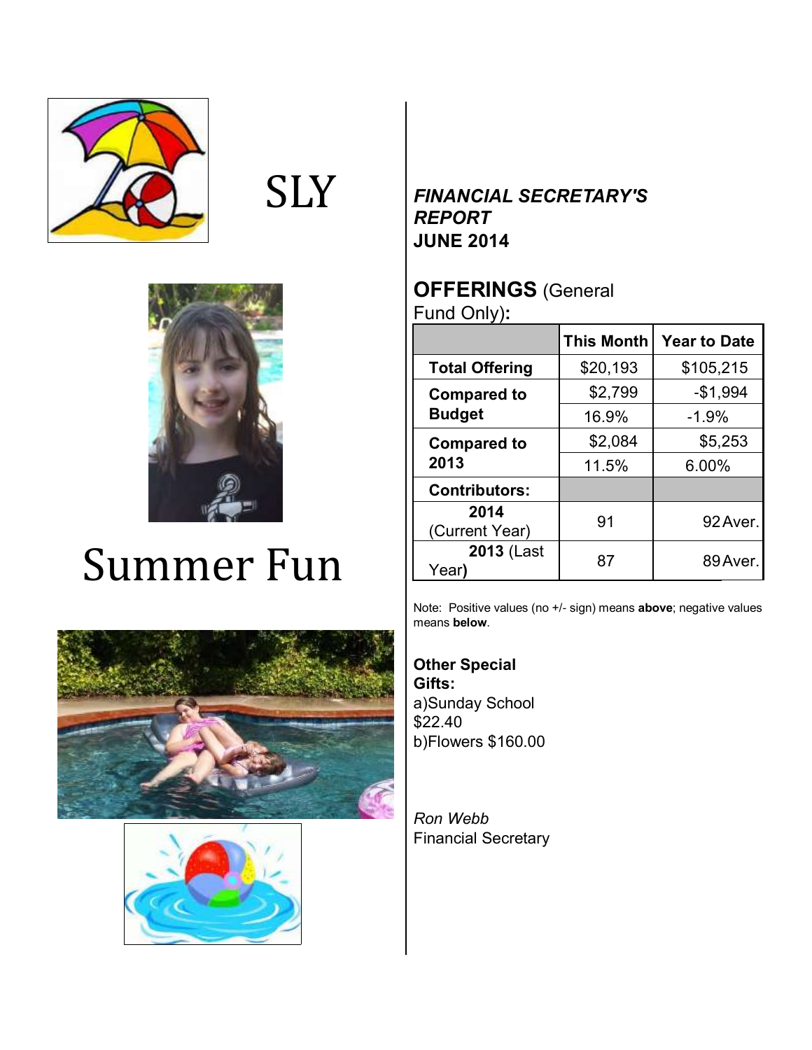SLY

# Summer Fun

***FINANCIAL SECRETARY'S REPORT***
**JUNE 2014**

**OFFERINGS** (General Fund Only)**:**

| | This Month | Year to Date |
|---|---|---|
| **Total Offering** | $20,193 | $105,215 |
| **Compared to Budget** | $2,799 | -$1,994 |
| | 16.9% | -1.9% |
| **Compared to 2013** | $2,084 | $5,253 |
| | 11.5% | 6.00% |
| **Contributors:** | | |
| **2014** (Current Year) | 91 | 92 Aver. |
| **2013** (Last Year**)** | 87 | 89 Aver. |

Note: Positive values (no +/- sign) means **above**; negative values means **below**.

**Other Special Gifts:**
a)Sunday School $22.40
b)Flowers $160.00

*Ron Webb*
Financial Secretary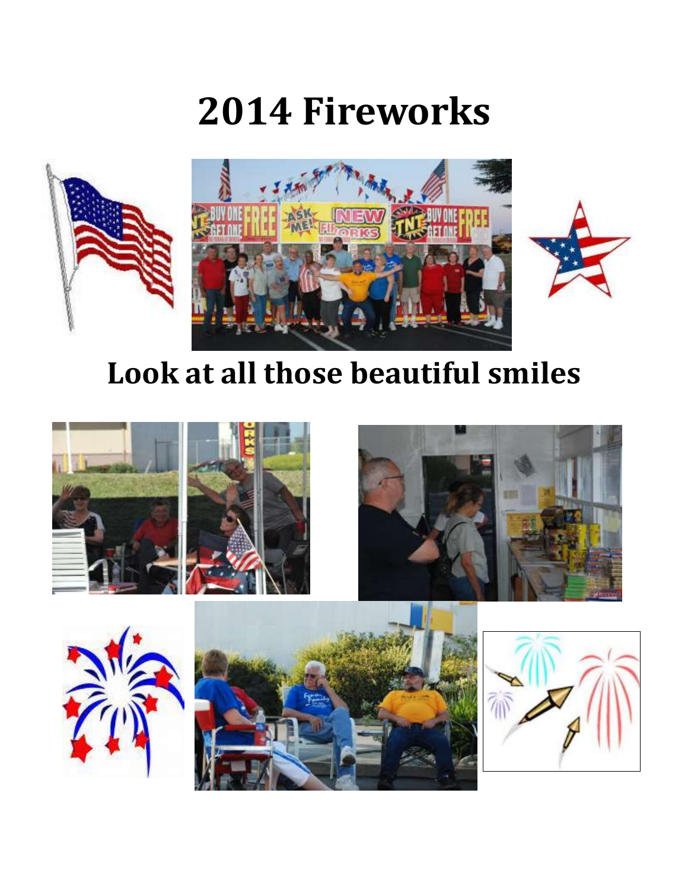# 2014 Fireworks

## Look at all those beautiful smiles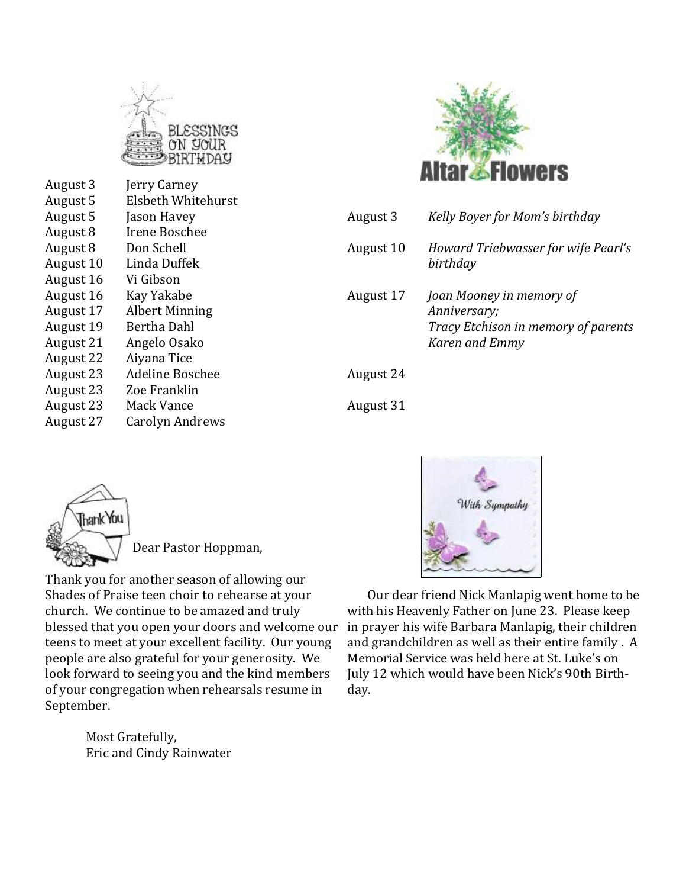## BLESSINGS ON YOUR BIRTHDAY

| | |
|---|---|
| August 3 | Jerry Carney |
| August 5 | Elsbeth Whitehurst |
| August 5 | Jason Havey |
| August 8 | Irene Boschee |
| August 8 | Don Schell |
| August 10 | Linda Duffek |
| August 16 | Vi Gibson |
| August 16 | Kay Yakabe |
| August 17 | Albert Minning |
| August 19 | Bertha Dahl |
| August 21 | Angelo Osako |
| August 22 | Aiyana Tice |
| August 23 | Adeline Boschee |
| August 23 | Zoe Franklin |
| August 23 | Mack Vance |
| August 27 | Carolyn Andrews |

## Altar Flowers

| | |
|---|---|
| August 3 | *Kelly Boyer for Mom's birthday* |
| August 10 | *Howard Triebwasser for wife Pearl's birthday* |
| August 17 | *Joan Mooney in memory of Anniversary;* *Tracy Etchison in memory of parents Karen and Emmy* |
| August 24 | |
| August 31 | |

## Thank You

Dear Pastor Hoppman,

Thank you for another season of allowing our Shades of Praise teen choir to rehearse at your church. We continue to be amazed and truly blessed that you open your doors and welcome our teens to meet at your excellent facility. Our young people are also grateful for your generosity. We look forward to seeing you and the kind members of your congregation when rehearsals resume in September.

Most Gratefully,
Eric and Cindy Rainwater

## With Sympathy

Our dear friend Nick Manlapig went home to be with his Heavenly Father on June 23. Please keep in prayer his wife Barbara Manlapig, their children and grandchildren as well as their entire family . A Memorial Service was held here at St. Luke's on July 12 which would have been Nick's 90th Birthday.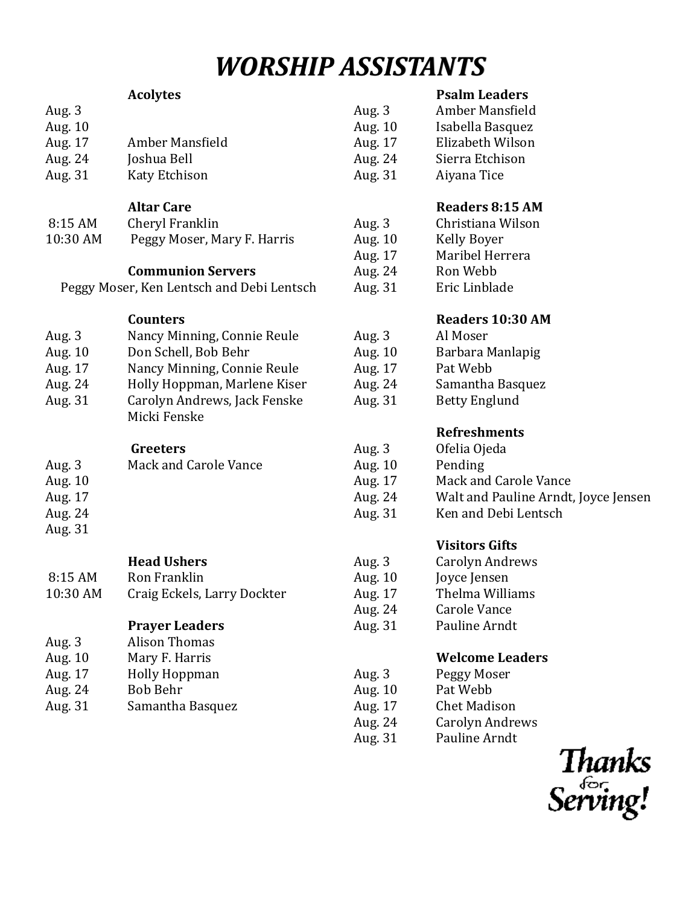# WORSHIP ASSISTANTS

**Acolytes**

| | |
|---|---|
| Aug. 3 | |
| Aug. 10 | |
| Aug. 17 | Amber Mansfield |
| Aug. 24 | Joshua Bell |
| Aug. 31 | Katy Etchison |

**Altar Care**

| | |
|---|---|
| 8:15 AM | Cheryl Franklin |
| 10:30 AM | Peggy Moser, Mary F. Harris |

**Communion Servers**

Peggy Moser, Ken Lentsch and Debi Lentsch

**Counters**

| | |
|---|---|
| Aug. 3 | Nancy Minning, Connie Reule |
| Aug. 10 | Don Schell, Bob Behr |
| Aug. 17 | Nancy Minning, Connie Reule |
| Aug. 24 | Holly Hoppman, Marlene Kiser |
| Aug. 31 | Carolyn Andrews, Jack Fenske Micki Fenske |

**Greeters**

| | |
|---|---|
| Aug. 3 | Mack and Carole Vance |
| Aug. 10 | |
| Aug. 17 | |
| Aug. 24 | |
| Aug. 31 | |

**Head Ushers**

| | |
|---|---|
| 8:15 AM | Ron Franklin |
| 10:30 AM | Craig Eckels, Larry Dockter |

**Prayer Leaders**

| | |
|---|---|
| Aug. 3 | Alison Thomas |
| Aug. 10 | Mary F. Harris |
| Aug. 17 | Holly Hoppman |
| Aug. 24 | Bob Behr |
| Aug. 31 | Samantha Basquez |

**Psalm Leaders**

| | |
|---|---|
| Aug. 3 | Amber Mansfield |
| Aug. 10 | Isabella Basquez |
| Aug. 17 | Elizabeth Wilson |
| Aug. 24 | Sierra Etchison |
| Aug. 31 | Aiyana Tice |

**Readers 8:15 AM**

| | |
|---|---|
| Aug. 3 | Christiana Wilson |
| Aug. 10 | Kelly Boyer |
| Aug. 17 | Maribel Herrera |
| Aug. 24 | Ron Webb |
| Aug. 31 | Eric Linblade |

**Readers 10:30 AM**

| | |
|---|---|
| Aug. 3 | Al Moser |
| Aug. 10 | Barbara Manlapig |
| Aug. 17 | Pat Webb |
| Aug. 24 | Samantha Basquez |
| Aug. 31 | Betty Englund |

**Refreshments**

| | |
|---|---|
| Aug. 3 | Ofelia Ojeda |
| Aug. 10 | Pending |
| Aug. 17 | Mack and Carole Vance |
| Aug. 24 | Walt and Pauline Arndt, Joyce Jensen |
| Aug. 31 | Ken and Debi Lentsch |

**Visitors Gifts**

| | |
|---|---|
| Aug. 3 | Carolyn Andrews |
| Aug. 10 | Joyce Jensen |
| Aug. 17 | Thelma Williams |
| Aug. 24 | Carole Vance |
| Aug. 31 | Pauline Arndt |

**Welcome Leaders**

| | |
|---|---|
| Aug. 3 | Peggy Moser |
| Aug. 10 | Pat Webb |
| Aug. 17 | Chet Madison |
| Aug. 24 | Carolyn Andrews |
| Aug. 31 | Pauline Arndt |

Thanks for Serving!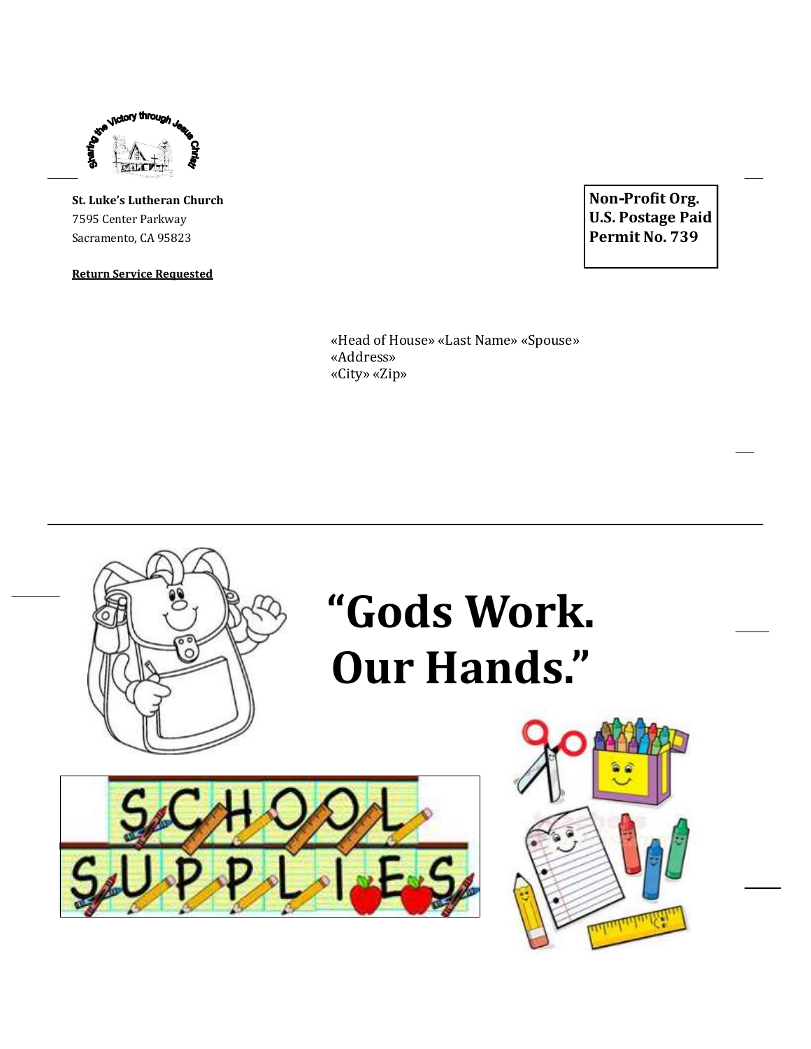**St. Luke's Lutheran Church**
7595 Center Parkway
Sacramento, CA 95823

**Return Service Requested**

**Non-Profit Org.**
**U.S. Postage Paid**
**Permit No. 739**

«Head of House» «Last Name» «Spouse»
«Address»
«City» «Zip»

# "Gods Work. Our Hands."